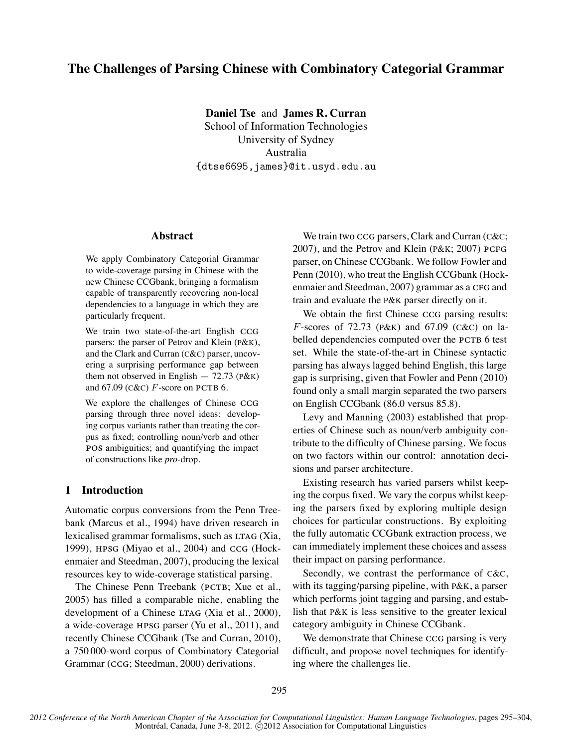# The Challenges of Parsing Chinese with Combinatory Categorial Grammar

**Daniel Tse** and **James R. Curran**
School of Information Technologies
University of Sydney
Australia
{dtse6695,james}@it.usyd.edu.au

## Abstract

We apply Combinatory Categorial Grammar to wide-coverage parsing in Chinese with the new Chinese CCGbank, bringing a formalism capable of transparently recovering non-local dependencies to a language in which they are particularly frequent.

We train two state-of-the-art English CCG parsers: the parser of Petrov and Klein (P&K), and the Clark and Curran (C&C) parser, uncovering a surprising performance gap between them not observed in English — 72.73 (P&K) and 67.09 (C&C) $F$-score on PCTB 6.

We explore the challenges of Chinese CCG parsing through three novel ideas: developing corpus variants rather than treating the corpus as fixed; controlling noun/verb and other POS ambiguities; and quantifying the impact of constructions like *pro*-drop.

## 1 Introduction

Automatic corpus conversions from the Penn Treebank (Marcus et al., 1994) have driven research in lexicalised grammar formalisms, such as LTAG (Xia, 1999), HPSG (Miyao et al., 2004) and CCG (Hockenmaier and Steedman, 2007), producing the lexical resources key to wide-coverage statistical parsing.

The Chinese Penn Treebank (PCTB; Xue et al., 2005) has filled a comparable niche, enabling the development of a Chinese LTAG (Xia et al., 2000), a wide-coverage HPSG parser (Yu et al., 2011), and recently Chinese CCGbank (Tse and Curran, 2010), a 750 000-word corpus of Combinatory Categorial Grammar (CCG; Steedman, 2000) derivations.

We train two CCG parsers, Clark and Curran (C&C; 2007), and the Petrov and Klein (P&K; 2007) PCFG parser, on Chinese CCGbank. We follow Fowler and Penn (2010), who treat the English CCGbank (Hockenmaier and Steedman, 2007) grammar as a CFG and train and evaluate the P&K parser directly on it.

We obtain the first Chinese CCG parsing results: $F$-scores of 72.73 (P&K) and 67.09 (C&C) on labelled dependencies computed over the PCTB 6 test set. While the state-of-the-art in Chinese syntactic parsing has always lagged behind English, this large gap is surprising, given that Fowler and Penn (2010) found only a small margin separated the two parsers on English CCGbank (86.0 versus 85.8).

Levy and Manning (2003) established that properties of Chinese such as noun/verb ambiguity contribute to the difficulty of Chinese parsing. We focus on two factors within our control: annotation decisions and parser architecture.

Existing research has varied parsers whilst keeping the corpus fixed. We vary the corpus whilst keeping the parsers fixed by exploring multiple design choices for particular constructions. By exploiting the fully automatic CCGbank extraction process, we can immediately implement these choices and assess their impact on parsing performance.

Secondly, we contrast the performance of C&C, with its tagging/parsing pipeline, with P&K, a parser which performs joint tagging and parsing, and establish that P&K is less sensitive to the greater lexical category ambiguity in Chinese CCGbank.

We demonstrate that Chinese CCG parsing is very difficult, and propose novel techniques for identifying where the challenges lie.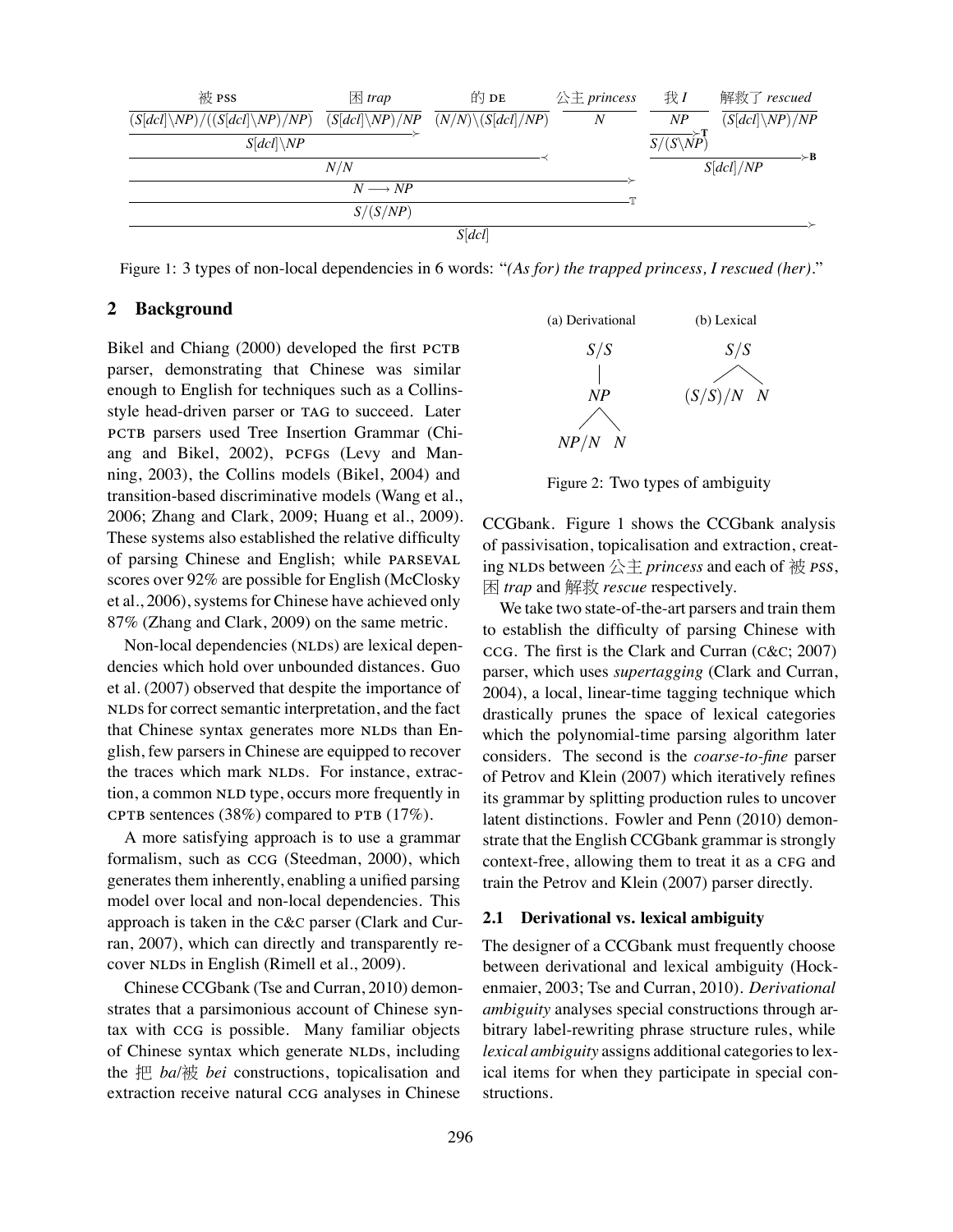| 被 PSS | 困 *trap* | 的 DE | 公主 *princess* | 我 *I* | 解救了 *rescued* |
|---|---|---|---|---|---|
| $(S[dcl]\backslash NP)/((S[dcl]\backslash NP)/NP)$ | $(S[dcl]\backslash NP)/NP$ | $(N/N)\backslash(S[dcl]/NP)$ | $N$ | $NP$ | $(S[dcl]\backslash NP)/NP$ |
| $S[dcl]\backslash NP$ (>) | | | | $S/(S\backslash NP)$ (>T) | |
| $N/N$ (<) | | | | $S[dcl]/NP$ (>B) | |
| $N \longrightarrow NP$ (>) | | | | | |
| $S/(S/NP)$ ($\mathbb{T}$) | | | | | |
| $S[dcl]$ (>) | | | | | |

Figure 1: 3 types of non-local dependencies in 6 words: "*(As for) the trapped princess, I rescued (her)*."

## 2 Background

Bikel and Chiang (2000) developed the first PCTB parser, demonstrating that Chinese was similar enough to English for techniques such as a Collins-style head-driven parser or TAG to succeed. Later PCTB parsers used Tree Insertion Grammar (Chiang and Bikel, 2002), PCFGs (Levy and Manning, 2003), the Collins models (Bikel, 2004) and transition-based discriminative models (Wang et al., 2006; Zhang and Clark, 2009; Huang et al., 2009). These systems also established the relative difficulty of parsing Chinese and English; while PARSEVAL scores over 92% are possible for English (McClosky et al., 2006), systems for Chinese have achieved only 87% (Zhang and Clark, 2009) on the same metric.

Non-local dependencies (NLDs) are lexical dependencies which hold over unbounded distances. Guo et al. (2007) observed that despite the importance of NLDs for correct semantic interpretation, and the fact that Chinese syntax generates more NLDs than English, few parsers in Chinese are equipped to recover the traces which mark NLDs. For instance, extraction, a common NLD type, occurs more frequently in CPTB sentences (38%) compared to PTB (17%).

A more satisfying approach is to use a grammar formalism, such as CCG (Steedman, 2000), which generates them inherently, enabling a unified parsing model over local and non-local dependencies. This approach is taken in the C&C parser (Clark and Curran, 2007), which can directly and transparently recover NLDs in English (Rimell et al., 2009).

Chinese CCGbank (Tse and Curran, 2010) demonstrates that a parsimonious account of Chinese syntax with CCG is possible. Many familiar objects of Chinese syntax which generate NLDs, including the 把 *ba*/被 *bei* constructions, topicalisation and extraction receive natural CCG analyses in Chinese CCGbank. Figure 1 shows the CCGbank analysis of passivisation, topicalisation and extraction, creating NLDs between 公主 *princess* and each of 被 *PSS*, 困 *trap* and 解救 *rescue* respectively.

(a) Derivational: $S/S$ → $NP$ → $NP/N$ $N$

(b) Lexical: $S/S$ → $(S/S)/N$ $N$

Figure 2: Two types of ambiguity

We take two state-of-the-art parsers and train them to establish the difficulty of parsing Chinese with CCG. The first is the Clark and Curran (C&C; 2007) parser, which uses *supertagging* (Clark and Curran, 2004), a local, linear-time tagging technique which drastically prunes the space of lexical categories which the polynomial-time parsing algorithm later considers. The second is the *coarse-to-fine* parser of Petrov and Klein (2007) which iteratively refines its grammar by splitting production rules to uncover latent distinctions. Fowler and Penn (2010) demonstrate that the English CCGbank grammar is strongly context-free, allowing them to treat it as a CFG and train the Petrov and Klein (2007) parser directly.

### 2.1 Derivational vs. lexical ambiguity

The designer of a CCGbank must frequently choose between derivational and lexical ambiguity (Hockenmaier, 2003; Tse and Curran, 2010). *Derivational ambiguity* analyses special constructions through arbitrary label-rewriting phrase structure rules, while *lexical ambiguity* assigns additional categories to lexical items for when they participate in special constructions.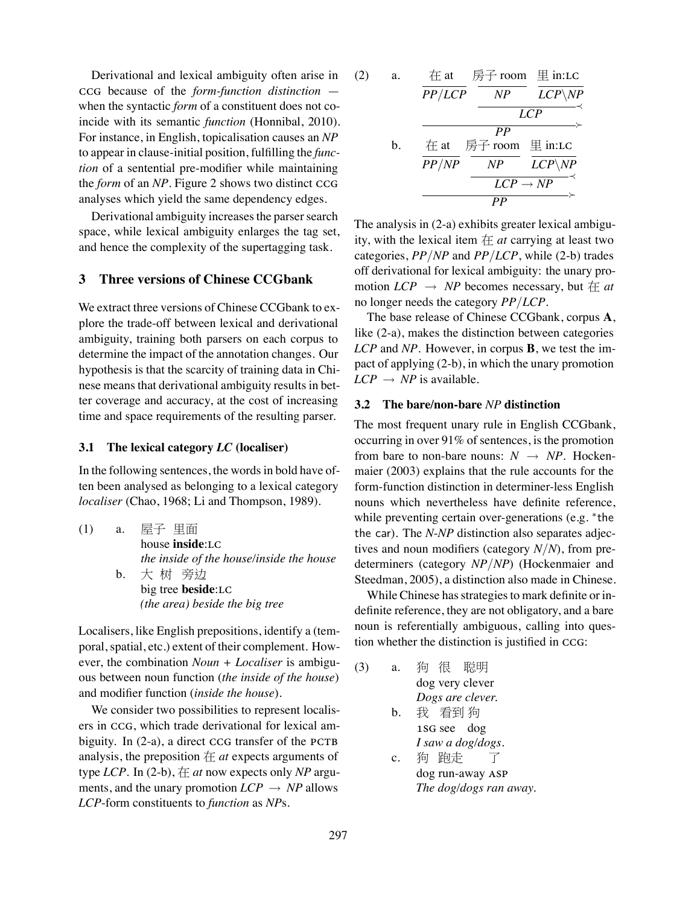Derivational and lexical ambiguity often arise in CCG because of the *form-function distinction* — when the syntactic *form* of a constituent does not coincide with its semantic *function* (Honnibal, 2010). For instance, in English, topicalisation causes an *NP* to appear in clause-initial position, fulfilling the *function* of a sentential pre-modifier while maintaining the *form* of an *NP*. Figure 2 shows two distinct CCG analyses which yield the same dependency edges.

Derivational ambiguity increases the parser search space, while lexical ambiguity enlarges the tag set, and hence the complexity of the supertagging task.

## 3 Three versions of Chinese CCGbank

We extract three versions of Chinese CCGbank to explore the trade-off between lexical and derivational ambiguity, training both parsers on each corpus to determine the impact of the annotation changes. Our hypothesis is that the scarcity of training data in Chinese means that derivational ambiguity results in better coverage and accuracy, at the cost of increasing time and space requirements of the resulting parser.

### 3.1 The lexical category *LC* (localiser)

In the following sentences, the words in bold have often been analysed as belonging to a lexical category *localiser* (Chao, 1968; Li and Thompson, 1989).

(1) a. 屋子 里面
house **inside**:LC
*the inside of the house/inside the house*

b. 大 树 旁边
big tree **beside**:LC
*(the area) beside the big tree*

Localisers, like English prepositions, identify a (temporal, spatial, etc.) extent of their complement. However, the combination *Noun + Localiser* is ambiguous between noun function (*the inside of the house*) and modifier function (*inside the house*).

We consider two possibilities to represent localisers in CCG, which trade derivational for lexical ambiguity. In (2-a), a direct CCG transfer of the PCTB analysis, the preposition 在 *at* expects arguments of type *LCP*. In (2-b), 在 *at* now expects only *NP* arguments, and the unary promotion $LCP \rightarrow NP$ allows *LCP*-form constituents to *function* as *NP*s.

(2) a. 在 at : $PP/LCP$ &nbsp; 房子 room : $NP$ &nbsp; 里 in:LC : $LCP\backslash NP$
&nbsp;&nbsp;&nbsp;&nbsp;房子 room + 里 in:LC $\Rightarrow$ $LCP$ (<)
&nbsp;&nbsp;&nbsp;&nbsp;在 at + $LCP$ $\Rightarrow$ $PP$ (>)

b. 在 at : $PP/NP$ &nbsp; 房子 room : $NP$ &nbsp; 里 in:LC : $LCP\backslash NP$
&nbsp;&nbsp;&nbsp;&nbsp;房子 room + 里 in:LC $\Rightarrow$ $LCP \rightarrow NP$ (<)
&nbsp;&nbsp;&nbsp;&nbsp;在 at + $NP$ $\Rightarrow$ $PP$ (>)

The analysis in (2-a) exhibits greater lexical ambiguity, with the lexical item 在 *at* carrying at least two categories, $PP/NP$ and $PP/LCP$, while (2-b) trades off derivational for lexical ambiguity: the unary promotion $LCP \rightarrow NP$ becomes necessary, but 在 *at* no longer needs the category $PP/LCP$.

The base release of Chinese CCGbank, corpus **A**, like (2-a), makes the distinction between categories *LCP* and *NP*. However, in corpus **B**, we test the impact of applying (2-b), in which the unary promotion $LCP \rightarrow NP$ is available.

### 3.2 The bare/non-bare *NP* distinction

The most frequent unary rule in English CCGbank, occurring in over 91% of sentences, is the promotion from bare to non-bare nouns: $N \rightarrow NP$. Hockenmaier (2003) explains that the rule accounts for the form-function distinction in determiner-less English nouns which nevertheless have definite reference, while preventing certain over-generations (e.g. *the the car). The *N-NP* distinction also separates adjectives and noun modifiers (category $N/N$), from predeterminers (category $NP/NP$) (Hockenmaier and Steedman, 2005), a distinction also made in Chinese.

While Chinese has strategies to mark definite or indefinite reference, they are not obligatory, and a bare noun is referentially ambiguous, calling into question whether the distinction is justified in CCG:

(3) a. 狗 很 聪明
dog very clever
*Dogs are clever.*

b. 我 看到 狗
1SG see dog
*I saw a dog/dogs.*

c. 狗 跑走 了
dog run-away ASP
*The dog/dogs ran away.*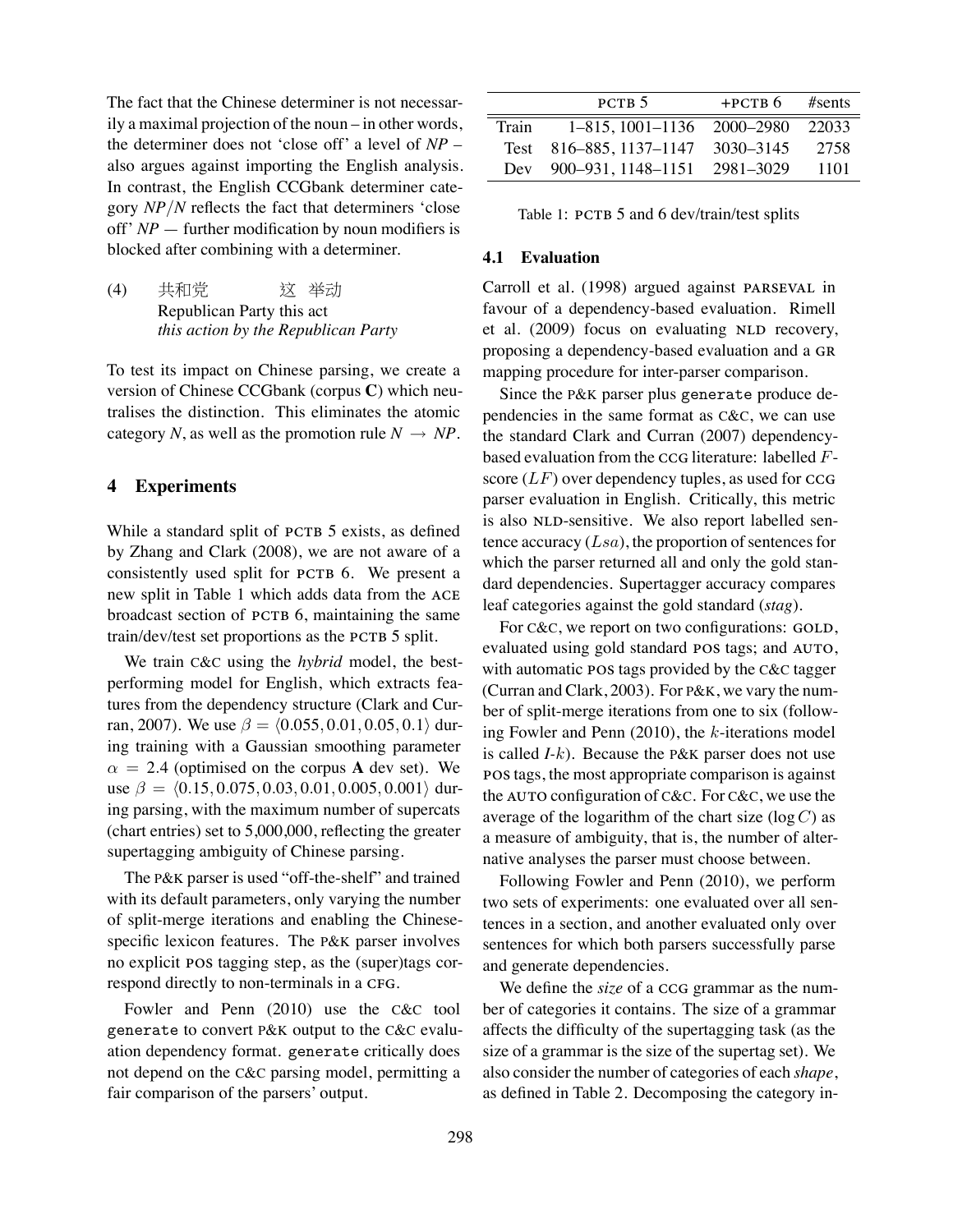The fact that the Chinese determiner is not necessarily a maximal projection of the noun – in other words, the determiner does not 'close off' a level of *NP* – also argues against importing the English analysis. In contrast, the English CCGbank determiner category *NP*/*N* reflects the fact that determiners 'close off' *NP* — further modification by noun modifiers is blocked after combining with a determiner.

(4) 共和党 这 举动
Republican Party this act
*this action by the Republican Party*

To test its impact on Chinese parsing, we create a version of Chinese CCGbank (corpus **C**) which neutralises the distinction. This eliminates the atomic category *N*, as well as the promotion rule *N* → *NP*.

## 4 Experiments

While a standard split of PCTB 5 exists, as defined by Zhang and Clark (2008), we are not aware of a consistently used split for PCTB 6. We present a new split in Table 1 which adds data from the ACE broadcast section of PCTB 6, maintaining the same train/dev/test set proportions as the PCTB 5 split.

We train C&C using the *hybrid* model, the best-performing model for English, which extracts features from the dependency structure (Clark and Curran, 2007). We use $\beta = \langle 0.055, 0.01, 0.05, 0.1 \rangle$ during training with a Gaussian smoothing parameter $\alpha = 2.4$ (optimised on the corpus **A** dev set). We use $\beta = \langle 0.15, 0.075, 0.03, 0.01, 0.005, 0.001 \rangle$ during parsing, with the maximum number of supercats (chart entries) set to 5,000,000, reflecting the greater supertagging ambiguity of Chinese parsing.

The P&K parser is used "off-the-shelf" and trained with its default parameters, only varying the number of split-merge iterations and enabling the Chinese-specific lexicon features. The P&K parser involves no explicit POS tagging step, as the (super)tags correspond directly to non-terminals in a CFG.

Fowler and Penn (2010) use the C&C tool `generate` to convert P&K output to the C&C evaluation dependency format. `generate` critically does not depend on the C&C parsing model, permitting a fair comparison of the parsers' output.

| | PCTB 5 | +PCTB 6 | #sents |
|---|---|---|---|
| Train | 1–815, 1001–1136 | 2000–2980 | 22033 |
| Test | 816–885, 1137–1147 | 3030–3145 | 2758 |
| Dev | 900–931, 1148–1151 | 2981–3029 | 1101 |

Table 1: PCTB 5 and 6 dev/train/test splits

### 4.1 Evaluation

Carroll et al. (1998) argued against PARSEVAL in favour of a dependency-based evaluation. Rimell et al. (2009) focus on evaluating NLD recovery, proposing a dependency-based evaluation and a GR mapping procedure for inter-parser comparison.

Since the P&K parser plus `generate` produce dependencies in the same format as C&C, we can use the standard Clark and Curran (2007) dependency-based evaluation from the CCG literature: labelled $F$-score ($LF$) over dependency tuples, as used for CCG parser evaluation in English. Critically, this metric is also NLD-sensitive. We also report labelled sentence accuracy ($Lsa$), the proportion of sentences for which the parser returned all and only the gold standard dependencies. Supertagger accuracy compares leaf categories against the gold standard (*stag*).

For C&C, we report on two configurations: GOLD, evaluated using gold standard POS tags; and AUTO, with automatic POS tags provided by the C&C tagger (Curran and Clark, 2003). For P&K, we vary the number of split-merge iterations from one to six (following Fowler and Penn (2010), the $k$-iterations model is called *I*-$k$). Because the P&K parser does not use POS tags, the most appropriate comparison is against the AUTO configuration of C&C. For C&C, we use the average of the logarithm of the chart size ($\log C$) as a measure of ambiguity, that is, the number of alternative analyses the parser must choose between.

Following Fowler and Penn (2010), we perform two sets of experiments: one evaluated over all sentences in a section, and another evaluated only over sentences for which both parsers successfully parse and generate dependencies.

We define the *size* of a CCG grammar as the number of categories it contains. The size of a grammar affects the difficulty of the supertagging task (as the size of a grammar is the size of the supertag set). We also consider the number of categories of each *shape*, as defined in Table 2. Decomposing the category in-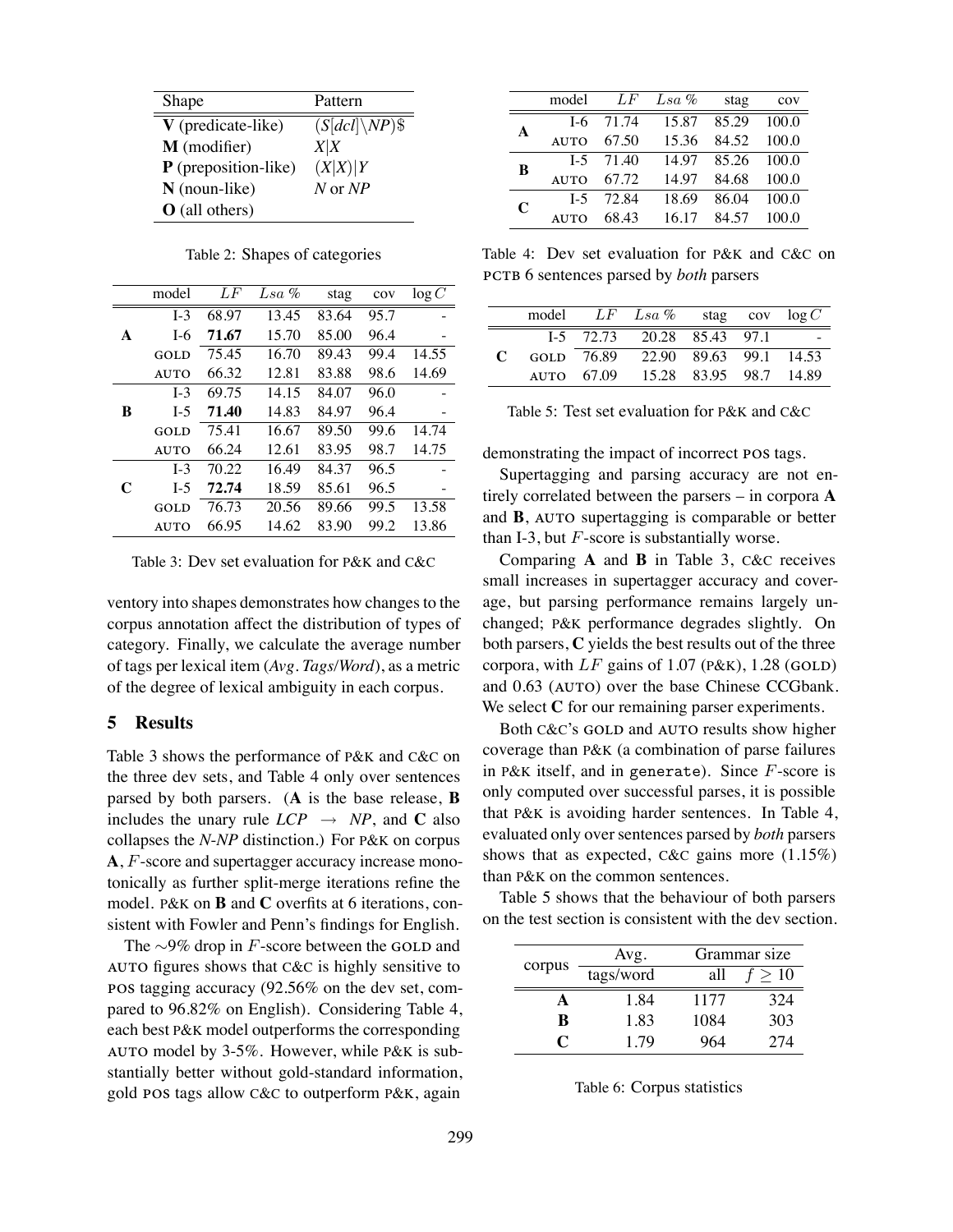| Shape | Pattern |
|---|---|
| **V** (predicate-like) | $(S[dcl]\backslash NP)\$$ |
| **M** (modifier) | *X*\|*X* |
| **P** (preposition-like) | (*X*\|*X*)\|*Y* |
| **N** (noun-like) | *N* or *NP* |
| **O** (all others) | |

Table 2: Shapes of categories

| | model | $LF$ | $Lsa$ % | stag | cov | $\log C$ |
|---|---|---|---|---|---|---|
| **A** | I-3 | 68.97 | 13.45 | 83.64 | 95.7 | - |
| | I-6 | **71.67** | 15.70 | 85.00 | 96.4 | - |
| | GOLD | 75.45 | 16.70 | 89.43 | 99.4 | 14.55 |
| | AUTO | 66.32 | 12.81 | 83.88 | 98.6 | 14.69 |
| **B** | I-3 | 69.75 | 14.15 | 84.07 | 96.0 | - |
| | I-5 | **71.40** | 14.83 | 84.97 | 96.4 | - |
| | GOLD | 75.41 | 16.67 | 89.50 | 99.6 | 14.74 |
| | AUTO | 66.24 | 12.61 | 83.95 | 98.7 | 14.75 |
| **C** | I-3 | 70.22 | 16.49 | 84.37 | 96.5 | - |
| | I-5 | **72.74** | 18.59 | 85.61 | 96.5 | - |
| | GOLD | 76.73 | 20.56 | 89.66 | 99.5 | 13.58 |
| | AUTO | 66.95 | 14.62 | 83.90 | 99.2 | 13.86 |

Table 3: Dev set evaluation for P&K and C&C

ventory into shapes demonstrates how changes to the corpus annotation affect the distribution of types of category. Finally, we calculate the average number of tags per lexical item (*Avg. Tags/Word*), as a metric of the degree of lexical ambiguity in each corpus.

## 5 Results

Table 3 shows the performance of P&K and C&C on the three dev sets, and Table 4 only over sentences parsed by both parsers. (**A** is the base release, **B** includes the unary rule *LCP* $\rightarrow$ *NP*, and **C** also collapses the *N*-*NP* distinction.) For P&K on corpus **A**, $F$-score and supertagger accuracy increase monotonically as further split-merge iterations refine the model. P&K on **B** and **C** overfits at 6 iterations, consistent with Fowler and Penn's findings for English.

The ∼9% drop in $F$-score between the GOLD and AUTO figures shows that C&C is highly sensitive to POS tagging accuracy (92.56% on the dev set, compared to 96.82% on English). Considering Table 4, each best P&K model outperforms the corresponding AUTO model by 3-5%. However, while P&K is substantially better without gold-standard information, gold POS tags allow C&C to outperform P&K, again

| | model | $LF$ | $Lsa$ % | stag | cov |
|---|---|---|---|---|---|
| **A** | I-6 | 71.74 | 15.87 | 85.29 | 100.0 |
| | AUTO | 67.50 | 15.36 | 84.52 | 100.0 |
| **B** | I-5 | 71.40 | 14.97 | 85.26 | 100.0 |
| | AUTO | 67.72 | 14.97 | 84.68 | 100.0 |
| **C** | I-5 | 72.84 | 18.69 | 86.04 | 100.0 |
| | AUTO | 68.43 | 16.17 | 84.57 | 100.0 |

Table 4: Dev set evaluation for P&K and C&C on PCTB 6 sentences parsed by *both* parsers

| | model | $LF$ | $Lsa$ % | stag | cov | $\log C$ |
|---|---|---|---|---|---|---|
| **C** | I-5 | 72.73 | 20.28 | 85.43 | 97.1 | - |
| | GOLD | 76.89 | 22.90 | 89.63 | 99.1 | 14.53 |
| | AUTO | 67.09 | 15.28 | 83.95 | 98.7 | 14.89 |

Table 5: Test set evaluation for P&K and C&C

demonstrating the impact of incorrect POS tags.

Supertagging and parsing accuracy are not entirely correlated between the parsers – in corpora **A** and **B**, AUTO supertagging is comparable or better than I-3, but $F$-score is substantially worse.

Comparing **A** and **B** in Table 3, C&C receives small increases in supertagger accuracy and coverage, but parsing performance remains largely unchanged; P&K performance degrades slightly. On both parsers, **C** yields the best results out of the three corpora, with $LF$ gains of 1.07 (P&K), 1.28 (GOLD) and 0.63 (AUTO) over the base Chinese CCGbank. We select **C** for our remaining parser experiments.

Both C&C's GOLD and AUTO results show higher coverage than P&K (a combination of parse failures in P&K itself, and in `generate`). Since $F$-score is only computed over successful parses, it is possible that P&K is avoiding harder sentences. In Table 4, evaluated only over sentences parsed by *both* parsers shows that as expected, C&C gains more (1.15%) than P&K on the common sentences.

Table 5 shows that the behaviour of both parsers on the test section is consistent with the dev section.

| corpus | Avg. | Grammar size | |
|---|---|---|---|
| | tags/word | all | $f \geq 10$ |
| **A** | 1.84 | 1177 | 324 |
| **B** | 1.83 | 1084 | 303 |
| **C** | 1.79 | 964 | 274 |

Table 6: Corpus statistics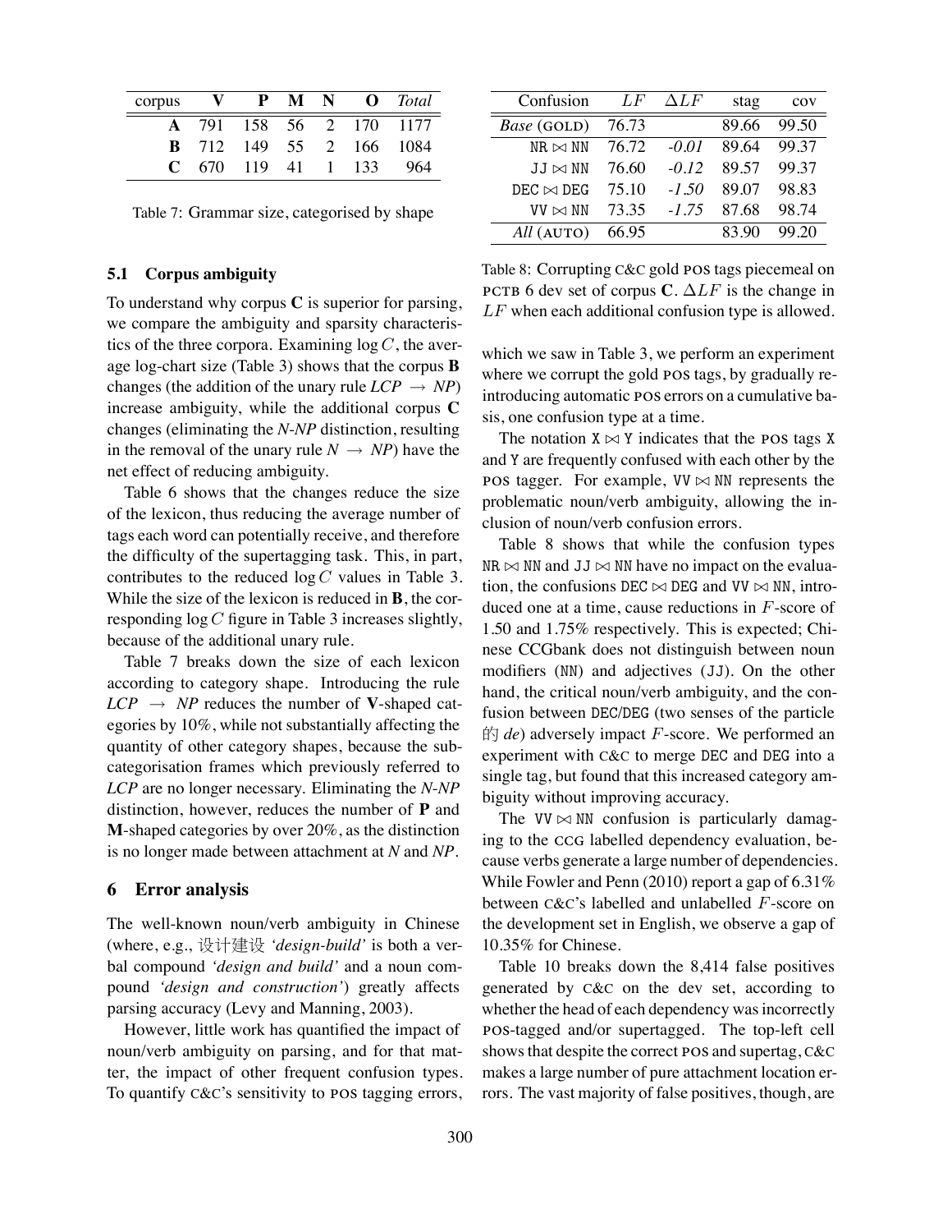| corpus | V | P | M | N | O | *Total* |
|---|---|---|---|---|---|---|
| **A** | 791 | 158 | 56 | 2 | 170 | 1177 |
| **B** | 712 | 149 | 55 | 2 | 166 | 1084 |
| **C** | 670 | 119 | 41 | 1 | 133 | 964 |

Table 7: Grammar size, categorised by shape

### 5.1 Corpus ambiguity

To understand why corpus **C** is superior for parsing, we compare the ambiguity and sparsity characteristics of the three corpora. Examining $\log C$, the average log-chart size (Table 3) shows that the corpus **B** changes (the addition of the unary rule *LCP* $\rightarrow$ *NP*) increase ambiguity, while the additional corpus **C** changes (eliminating the *N*-*NP* distinction, resulting in the removal of the unary rule *N* $\rightarrow$ *NP*) have the net effect of reducing ambiguity.

Table 6 shows that the changes reduce the size of the lexicon, thus reducing the average number of tags each word can potentially receive, and therefore the difficulty of the supertagging task. This, in part, contributes to the reduced $\log C$ values in Table 3. While the size of the lexicon is reduced in **B**, the corresponding $\log C$ figure in Table 3 increases slightly, because of the additional unary rule.

Table 7 breaks down the size of each lexicon according to category shape. Introducing the rule *LCP* $\rightarrow$ *NP* reduces the number of **V**-shaped categories by 10%, while not substantially affecting the quantity of other category shapes, because the subcategorisation frames which previously referred to *LCP* are no longer necessary. Eliminating the *N*-*NP* distinction, however, reduces the number of **P** and **M**-shaped categories by over 20%, as the distinction is no longer made between attachment at *N* and *NP*.

## 6 Error analysis

The well-known noun/verb ambiguity in Chinese (where, e.g., 设计建设 *'design-build'* is both a verbal compound *'design and build'* and a noun compound *'design and construction'*) greatly affects parsing accuracy (Levy and Manning, 2003).

However, little work has quantified the impact of noun/verb ambiguity on parsing, and for that matter, the impact of other frequent confusion types. To quantify C&C's sensitivity to POS tagging errors,

| Confusion | $LF$ | $\Delta LF$ | stag | cov |
|---|---|---|---|---|
| *Base* (GOLD) | 76.73 | | 89.66 | 99.50 |
| NR ⋈ NN | 76.72 | *-0.01* | 89.64 | 99.37 |
| JJ ⋈ NN | 76.60 | *-0.12* | 89.57 | 99.37 |
| DEC ⋈ DEG | 75.10 | *-1.50* | 89.07 | 98.83 |
| VV ⋈ NN | 73.35 | *-1.75* | 87.68 | 98.74 |
| *All* (AUTO) | 66.95 | | 83.90 | 99.20 |

Table 8: Corrupting C&C gold POS tags piecemeal on PCTB 6 dev set of corpus **C**. $\Delta LF$ is the change in $LF$ when each additional confusion type is allowed.

which we saw in Table 3, we perform an experiment where we corrupt the gold POS tags, by gradually re-introducing automatic POS errors on a cumulative basis, one confusion type at a time.

The notation X ⋈ Y indicates that the POS tags X and Y are frequently confused with each other by the POS tagger. For example, VV ⋈ NN represents the problematic noun/verb ambiguity, allowing the inclusion of noun/verb confusion errors.

Table 8 shows that while the confusion types NR ⋈ NN and JJ ⋈ NN have no impact on the evaluation, the confusions DEC ⋈ DEG and VV ⋈ NN, introduced one at a time, cause reductions in $F$-score of 1.50 and 1.75% respectively. This is expected; Chinese CCGbank does not distinguish between noun modifiers (NN) and adjectives (JJ). On the other hand, the critical noun/verb ambiguity, and the confusion between DEC/DEG (two senses of the particle 的 *de*) adversely impact $F$-score. We performed an experiment with C&C to merge DEC and DEG into a single tag, but found that this increased category ambiguity without improving accuracy.

The VV ⋈ NN confusion is particularly damaging to the CCG labelled dependency evaluation, because verbs generate a large number of dependencies. While Fowler and Penn (2010) report a gap of 6.31% between C&C's labelled and unlabelled $F$-score on the development set in English, we observe a gap of 10.35% for Chinese.

Table 10 breaks down the 8,414 false positives generated by C&C on the dev set, according to whether the head of each dependency was incorrectly POS-tagged and/or supertagged. The top-left cell shows that despite the correct POS and supertag, C&C makes a large number of pure attachment location errors. The vast majority of false positives, though, are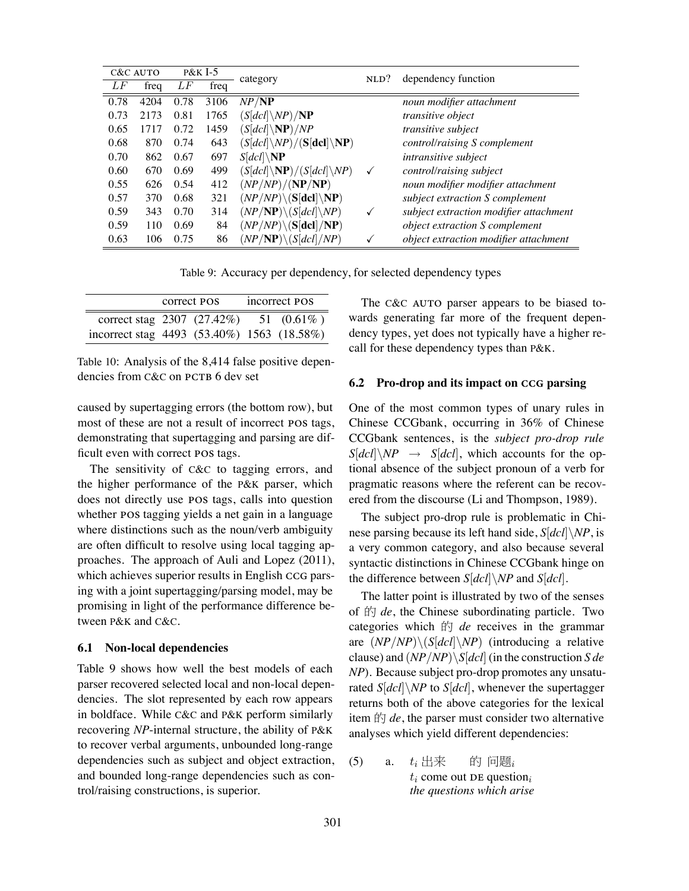| C&C AUTO | | P&K I-5 | | category | NLD? | dependency function |
|---|---|---|---|---|---|---|
| $LF$ | freq | $LF$ | freq | | | |
| 0.78 | 4204 | 0.78 | 3106 | $NP/\mathbf{NP}$ | | *noun modifier attachment* |
| 0.73 | 2173 | 0.81 | 1765 | $(S[dcl]\backslash NP)/\mathbf{NP}$ | | *transitive object* |
| 0.65 | 1717 | 0.72 | 1459 | $(S[dcl]\backslash\mathbf{NP})/NP$ | | *transitive subject* |
| 0.68 | 870 | 0.74 | 643 | $(S[dcl]\backslash NP)/(\mathbf{S[dcl]\backslash NP})$ | | *control/raising S complement* |
| 0.70 | 862 | 0.67 | 697 | $S[dcl]\backslash\mathbf{NP}$ | | *intransitive subject* |
| 0.60 | 670 | 0.69 | 499 | $(S[dcl]\backslash\mathbf{NP})/(S[dcl]\backslash NP)$ | ✓ | *control/raising subject* |
| 0.55 | 626 | 0.54 | 412 | $(NP/NP)/(\mathbf{NP/NP})$ | | *noun modifier modifier attachment* |
| 0.57 | 370 | 0.68 | 321 | $(NP/NP)\backslash(\mathbf{S[dcl]\backslash NP})$ | | *subject extraction S complement* |
| 0.59 | 343 | 0.70 | 314 | $(NP/\mathbf{NP})\backslash(S[dcl]\backslash NP)$ | ✓ | *subject extraction modifier attachment* |
| 0.59 | 110 | 0.69 | 84 | $(NP/NP)\backslash(\mathbf{S[dcl]/NP})$ | | *object extraction S complement* |
| 0.63 | 106 | 0.75 | 86 | $(NP/\mathbf{NP})\backslash(S[dcl]/NP)$ | ✓ | *object extraction modifier attachment* |

Table 9: Accuracy per dependency, for selected dependency types

| | correct POS | incorrect POS |
|---|---|---|
| correct stag | 2307 (27.42%) | 51 (0.61%) |
| incorrect stag | 4493 (53.40%) | 1563 (18.58%) |

Table 10: Analysis of the 8,414 false positive dependencies from C&C on PCTB 6 dev set

caused by supertagging errors (the bottom row), but most of these are not a result of incorrect POS tags, demonstrating that supertagging and parsing are difficult even with correct POS tags.

The sensitivity of C&C to tagging errors, and the higher performance of the P&K parser, which does not directly use POS tags, calls into question whether POS tagging yields a net gain in a language where distinctions such as the noun/verb ambiguity are often difficult to resolve using local tagging approaches. The approach of Auli and Lopez (2011), which achieves superior results in English CCG parsing with a joint supertagging/parsing model, may be promising in light of the performance difference between P&K and C&C.

### 6.1 Non-local dependencies

Table 9 shows how well the best models of each parser recovered selected local and non-local dependencies. The slot represented by each row appears in boldface. While C&C and P&K perform similarly recovering *NP*-internal structure, the ability of P&K to recover verbal arguments, unbounded long-range dependencies such as subject and object extraction, and bounded long-range dependencies such as control/raising constructions, is superior.

The C&C AUTO parser appears to be biased towards generating far more of the frequent dependency types, yet does not typically have a higher recall for these dependency types than P&K.

### 6.2 Pro-drop and its impact on CCG parsing

One of the most common types of unary rules in Chinese CCGbank, occurring in 36% of Chinese CCGbank sentences, is the *subject pro-drop rule* $S[dcl]\backslash NP \rightarrow S[dcl]$, which accounts for the optional absence of the subject pronoun of a verb for pragmatic reasons where the referent can be recovered from the discourse (Li and Thompson, 1989).

The subject pro-drop rule is problematic in Chinese parsing because its left hand side, $S[dcl]\backslash NP$, is a very common category, and also because several syntactic distinctions in Chinese CCGbank hinge on the difference between $S[dcl]\backslash NP$ and $S[dcl]$.

The latter point is illustrated by two of the senses of 的 *de*, the Chinese subordinating particle. Two categories which 的 *de* receives in the grammar are $(NP/NP)\backslash(S[dcl]\backslash NP)$ (introducing a relative clause) and $(NP/NP)\backslash S[dcl]$ (in the construction *S de NP*). Because subject pro-drop promotes any unsaturated $S[dcl]\backslash NP$ to $S[dcl]$, whenever the supertagger returns both of the above categories for the lexical item 的 *de*, the parser must consider two alternative analyses which yield different dependencies:

(5) a. $t_i$ 出来 的 问题$_i$
$t_i$ come out DE question$_i$
*the questions which arise*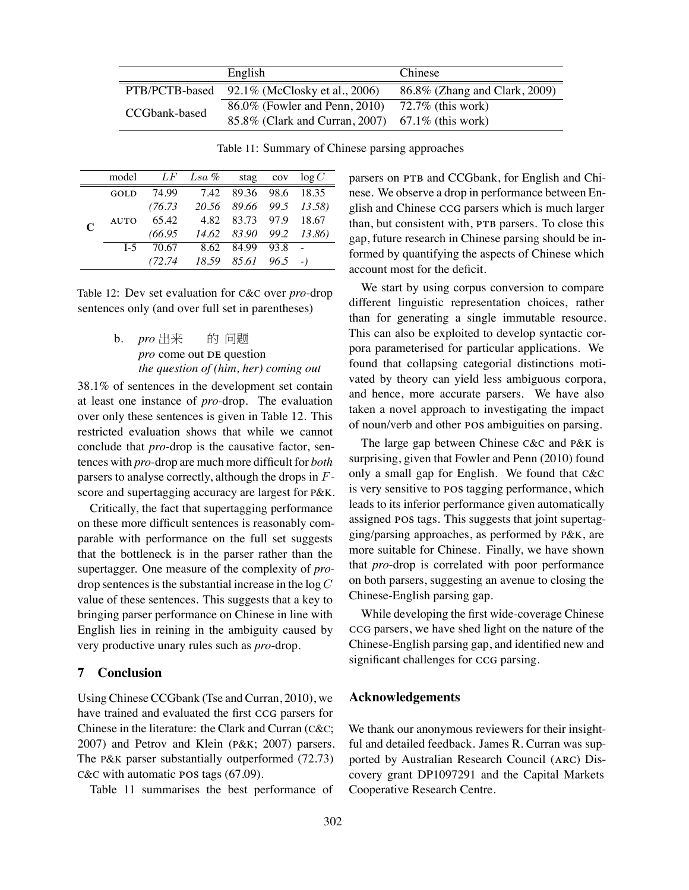| | English | Chinese |
|---|---|---|
| PTB/PCTB-based | 92.1% (McClosky et al., 2006) | 86.8% (Zhang and Clark, 2009) |
| CCGbank-based | 86.0% (Fowler and Penn, 2010) | 72.7% (this work) |
| | 85.8% (Clark and Curran, 2007) | 67.1% (this work) |

Table 11: Summary of Chinese parsing approaches

| | model | $LF$ | $Lsa$ % | stag | cov | $\log C$ |
|---|---|---|---|---|---|---|
| C | GOLD | 74.99 | 7.42 | 89.36 | 98.6 | 18.35 |
| | | *(76.73* | *20.56* | *89.66* | *99.5* | *13.58)* |
| | AUTO | 65.42 | 4.82 | 83.73 | 97.9 | 18.67 |
| | | *(66.95* | *14.62* | *83.90* | *99.2* | *13.86)* |
| | I-5 | 70.67 | 8.62 | 84.99 | 93.8 | - |
| | | *(72.74* | *18.59* | *85.61* | *96.5* | *-)* |

Table 12: Dev set evaluation for C&C over *pro*-drop sentences only (and over full set in parentheses)

b. *pro* 出来 的 问题
*pro* come out DE question
*the question of (him, her) coming out*

38.1% of sentences in the development set contain at least one instance of *pro*-drop. The evaluation over only these sentences is given in Table 12. This restricted evaluation shows that while we cannot conclude that *pro*-drop is the causative factor, sentences with *pro*-drop are much more difficult for *both* parsers to analyse correctly, although the drops in $F$-score and supertagging accuracy are largest for P&K.

Critically, the fact that supertagging performance on these more difficult sentences is reasonably comparable with performance on the full set suggests that the bottleneck is in the parser rather than the supertagger. One measure of the complexity of *pro*-drop sentences is the substantial increase in the $\log C$ value of these sentences. This suggests that a key to bringing parser performance on Chinese in line with English lies in reining in the ambiguity caused by very productive unary rules such as *pro*-drop.

## 7 Conclusion

Using Chinese CCGbank (Tse and Curran, 2010), we have trained and evaluated the first CCG parsers for Chinese in the literature: the Clark and Curran (C&C; 2007) and Petrov and Klein (P&K; 2007) parsers. The P&K parser substantially outperformed (72.73) C&C with automatic POS tags (67.09).

Table 11 summarises the best performance of parsers on PTB and CCGbank, for English and Chinese. We observe a drop in performance between English and Chinese CCG parsers which is much larger than, but consistent with, PTB parsers. To close this gap, future research in Chinese parsing should be informed by quantifying the aspects of Chinese which account most for the deficit.

We start by using corpus conversion to compare different linguistic representation choices, rather than for generating a single immutable resource. This can also be exploited to develop syntactic corpora parameterised for particular applications. We found that collapsing categorial distinctions motivated by theory can yield less ambiguous corpora, and hence, more accurate parsers. We have also taken a novel approach to investigating the impact of noun/verb and other POS ambiguities on parsing.

The large gap between Chinese C&C and P&K is surprising, given that Fowler and Penn (2010) found only a small gap for English. We found that C&C is very sensitive to POS tagging performance, which leads to its inferior performance given automatically assigned POS tags. This suggests that joint supertagging/parsing approaches, as performed by P&K, are more suitable for Chinese. Finally, we have shown that *pro*-drop is correlated with poor performance on both parsers, suggesting an avenue to closing the Chinese-English parsing gap.

While developing the first wide-coverage Chinese CCG parsers, we have shed light on the nature of the Chinese-English parsing gap, and identified new and significant challenges for CCG parsing.

## Acknowledgements

We thank our anonymous reviewers for their insightful and detailed feedback. James R. Curran was supported by Australian Research Council (ARC) Discovery grant DP1097291 and the Capital Markets Cooperative Research Centre.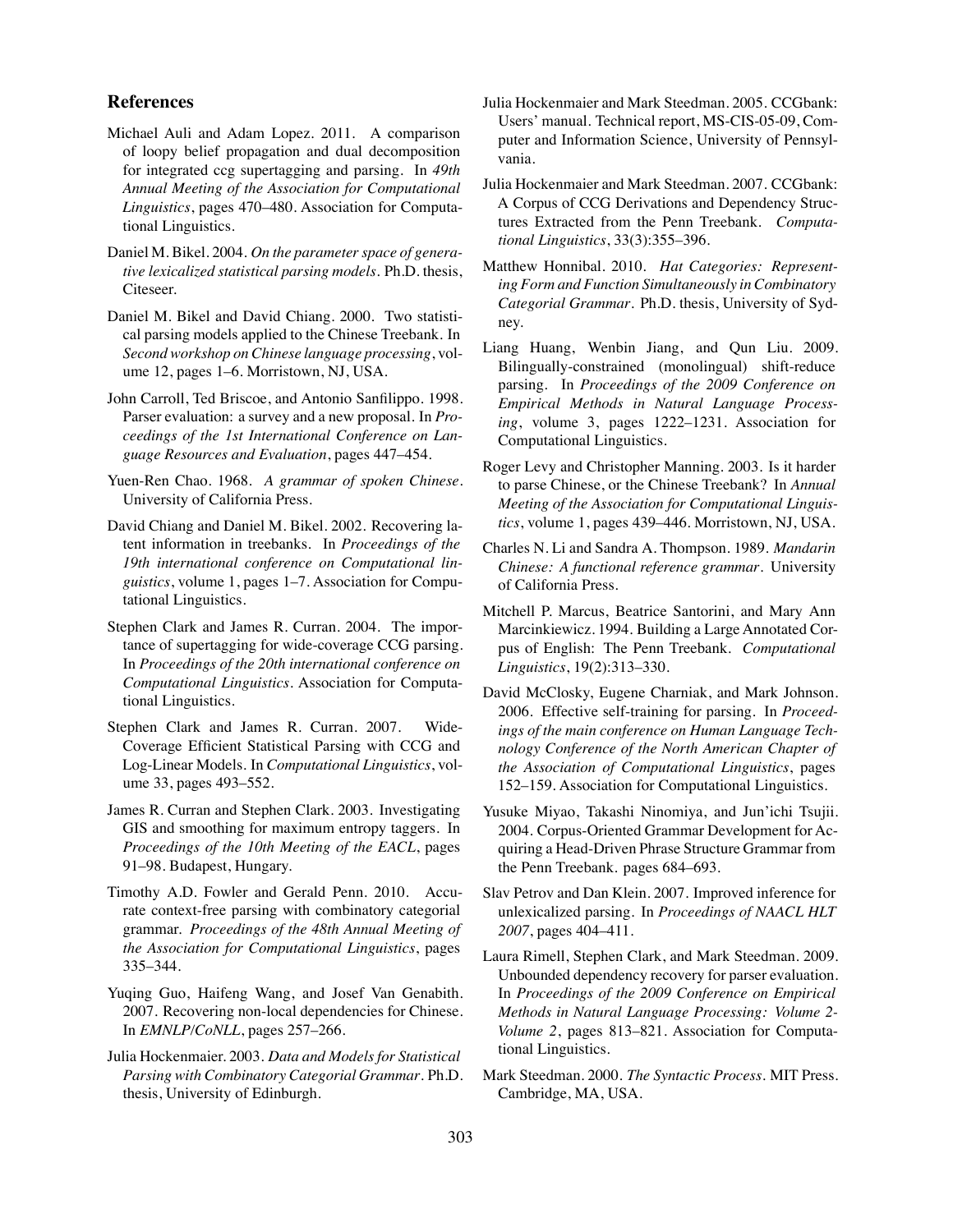## References

Michael Auli and Adam Lopez. 2011. A comparison of loopy belief propagation and dual decomposition for integrated ccg supertagging and parsing. In *49th Annual Meeting of the Association for Computational Linguistics*, pages 470–480. Association for Computational Linguistics.

Daniel M. Bikel. 2004. *On the parameter space of generative lexicalized statistical parsing models*. Ph.D. thesis, Citeseer.

Daniel M. Bikel and David Chiang. 2000. Two statistical parsing models applied to the Chinese Treebank. In *Second workshop on Chinese language processing*, volume 12, pages 1–6. Morristown, NJ, USA.

John Carroll, Ted Briscoe, and Antonio Sanfilippo. 1998. Parser evaluation: a survey and a new proposal. In *Proceedings of the 1st International Conference on Language Resources and Evaluation*, pages 447–454.

Yuen-Ren Chao. 1968. *A grammar of spoken Chinese*. University of California Press.

David Chiang and Daniel M. Bikel. 2002. Recovering latent information in treebanks. In *Proceedings of the 19th international conference on Computational linguistics*, volume 1, pages 1–7. Association for Computational Linguistics.

Stephen Clark and James R. Curran. 2004. The importance of supertagging for wide-coverage CCG parsing. In *Proceedings of the 20th international conference on Computational Linguistics*. Association for Computational Linguistics.

Stephen Clark and James R. Curran. 2007. Wide-Coverage Efficient Statistical Parsing with CCG and Log-Linear Models. In *Computational Linguistics*, volume 33, pages 493–552.

James R. Curran and Stephen Clark. 2003. Investigating GIS and smoothing for maximum entropy taggers. In *Proceedings of the 10th Meeting of the EACL*, pages 91–98. Budapest, Hungary.

Timothy A.D. Fowler and Gerald Penn. 2010. Accurate context-free parsing with combinatory categorial grammar. *Proceedings of the 48th Annual Meeting of the Association for Computational Linguistics*, pages 335–344.

Yuqing Guo, Haifeng Wang, and Josef Van Genabith. 2007. Recovering non-local dependencies for Chinese. In *EMNLP/CoNLL*, pages 257–266.

Julia Hockenmaier. 2003. *Data and Models for Statistical Parsing with Combinatory Categorial Grammar*. Ph.D. thesis, University of Edinburgh.

Julia Hockenmaier and Mark Steedman. 2005. CCGbank: Users' manual. Technical report, MS-CIS-05-09, Computer and Information Science, University of Pennsylvania.

Julia Hockenmaier and Mark Steedman. 2007. CCGbank: A Corpus of CCG Derivations and Dependency Structures Extracted from the Penn Treebank. *Computational Linguistics*, 33(3):355–396.

Matthew Honnibal. 2010. *Hat Categories: Representing Form and Function Simultaneously in Combinatory Categorial Grammar*. Ph.D. thesis, University of Sydney.

Liang Huang, Wenbin Jiang, and Qun Liu. 2009. Bilingually-constrained (monolingual) shift-reduce parsing. In *Proceedings of the 2009 Conference on Empirical Methods in Natural Language Processing*, volume 3, pages 1222–1231. Association for Computational Linguistics.

Roger Levy and Christopher Manning. 2003. Is it harder to parse Chinese, or the Chinese Treebank? In *Annual Meeting of the Association for Computational Linguistics*, volume 1, pages 439–446. Morristown, NJ, USA.

Charles N. Li and Sandra A. Thompson. 1989. *Mandarin Chinese: A functional reference grammar*. University of California Press.

Mitchell P. Marcus, Beatrice Santorini, and Mary Ann Marcinkiewicz. 1994. Building a Large Annotated Corpus of English: The Penn Treebank. *Computational Linguistics*, 19(2):313–330.

David McClosky, Eugene Charniak, and Mark Johnson. 2006. Effective self-training for parsing. In *Proceedings of the main conference on Human Language Technology Conference of the North American Chapter of the Association of Computational Linguistics*, pages 152–159. Association for Computational Linguistics.

Yusuke Miyao, Takashi Ninomiya, and Jun'ichi Tsujii. 2004. Corpus-Oriented Grammar Development for Acquiring a Head-Driven Phrase Structure Grammar from the Penn Treebank. pages 684–693.

Slav Petrov and Dan Klein. 2007. Improved inference for unlexicalized parsing. In *Proceedings of NAACL HLT 2007*, pages 404–411.

Laura Rimell, Stephen Clark, and Mark Steedman. 2009. Unbounded dependency recovery for parser evaluation. In *Proceedings of the 2009 Conference on Empirical Methods in Natural Language Processing: Volume 2-Volume 2*, pages 813–821. Association for Computational Linguistics.

Mark Steedman. 2000. *The Syntactic Process*. MIT Press. Cambridge, MA, USA.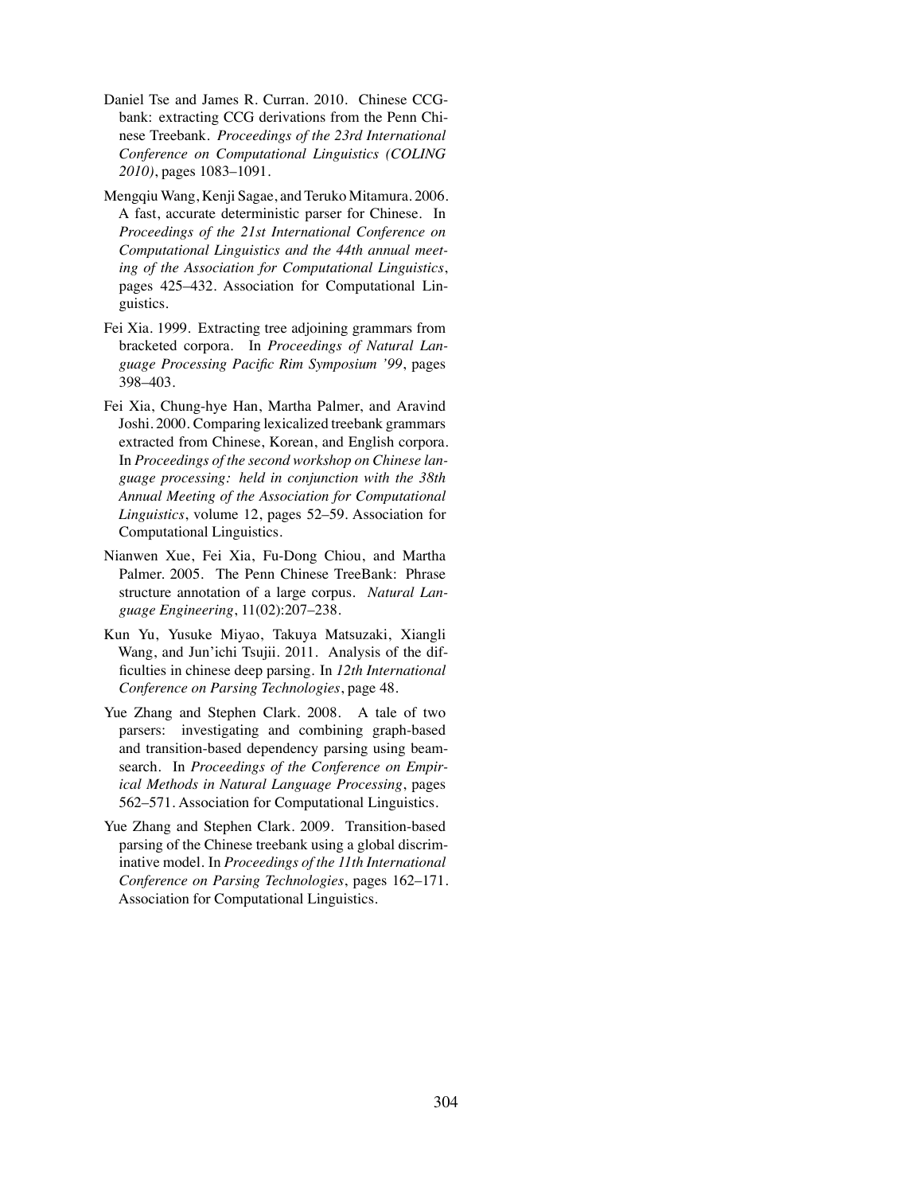Daniel Tse and James R. Curran. 2010. Chinese CCGbank: extracting CCG derivations from the Penn Chinese Treebank. *Proceedings of the 23rd International Conference on Computational Linguistics (COLING 2010)*, pages 1083–1091.

Mengqiu Wang, Kenji Sagae, and Teruko Mitamura. 2006. A fast, accurate deterministic parser for Chinese. In *Proceedings of the 21st International Conference on Computational Linguistics and the 44th annual meeting of the Association for Computational Linguistics*, pages 425–432. Association for Computational Linguistics.

Fei Xia. 1999. Extracting tree adjoining grammars from bracketed corpora. In *Proceedings of Natural Language Processing Pacific Rim Symposium '99*, pages 398–403.

Fei Xia, Chung-hye Han, Martha Palmer, and Aravind Joshi. 2000. Comparing lexicalized treebank grammars extracted from Chinese, Korean, and English corpora. In *Proceedings of the second workshop on Chinese language processing: held in conjunction with the 38th Annual Meeting of the Association for Computational Linguistics*, volume 12, pages 52–59. Association for Computational Linguistics.

Nianwen Xue, Fei Xia, Fu-Dong Chiou, and Martha Palmer. 2005. The Penn Chinese TreeBank: Phrase structure annotation of a large corpus. *Natural Language Engineering*, 11(02):207–238.

Kun Yu, Yusuke Miyao, Takuya Matsuzaki, Xiangli Wang, and Jun'ichi Tsujii. 2011. Analysis of the difficulties in chinese deep parsing. In *12th International Conference on Parsing Technologies*, page 48.

Yue Zhang and Stephen Clark. 2008. A tale of two parsers: investigating and combining graph-based and transition-based dependency parsing using beam-search. In *Proceedings of the Conference on Empirical Methods in Natural Language Processing*, pages 562–571. Association for Computational Linguistics.

Yue Zhang and Stephen Clark. 2009. Transition-based parsing of the Chinese treebank using a global discriminative model. In *Proceedings of the 11th International Conference on Parsing Technologies*, pages 162–171. Association for Computational Linguistics.